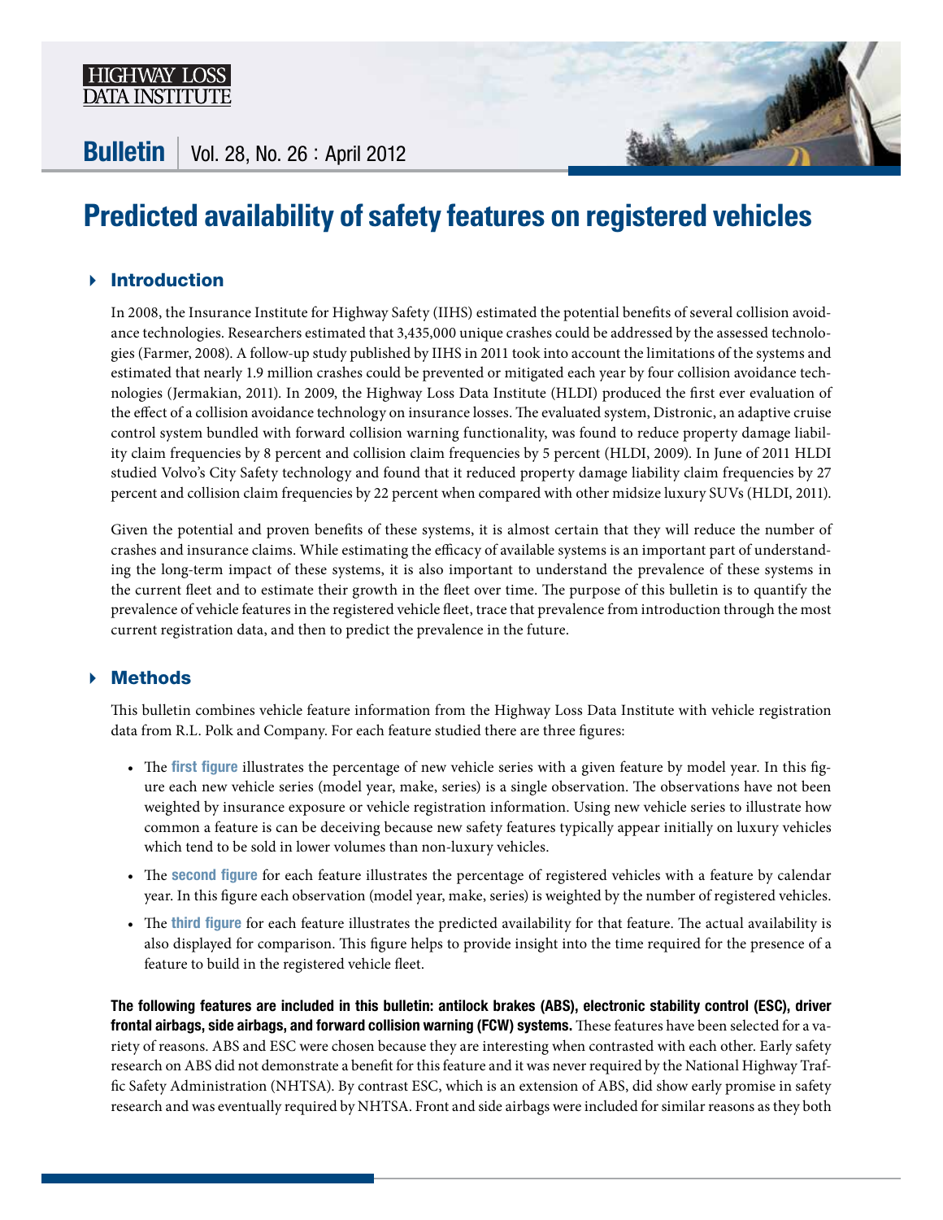HIGHWAY LOSS DATA INSTITUTE

**Bulletin** | Vol. 28, No. 26 : April 2012

# Predicted availability of safety features on registered vehicles

## Introduction

In 2008, the Insurance Institute for Highway Safety (IIHS) estimated the potential benefits of several collision avoidance technologies. Researchers estimated that 3,435,000 unique crashes could be addressed by the assessed technologies (Farmer, 2008). A follow-up study published by IIHS in 2011 took into account the limitations of the systems and estimated that nearly 1.9 million crashes could be prevented or mitigated each year by four collision avoidance technologies (Jermakian, 2011). In 2009, the Highway Loss Data Institute (HLDI) produced the first ever evaluation of the effect of a collision avoidance technology on insurance losses. The evaluated system, Distronic, an adaptive cruise control system bundled with forward collision warning functionality, was found to reduce property damage liability claim frequencies by 8 percent and collision claim frequencies by 5 percent (HLDI, 2009). In June of 2011 HLDI studied Volvo's City Safety technology and found that it reduced property damage liability claim frequencies by 27 percent and collision claim frequencies by 22 percent when compared with other midsize luxury SUVs (HLDI, 2011).

Given the potential and proven benefits of these systems, it is almost certain that they will reduce the number of crashes and insurance claims. While estimating the efficacy of available systems is an important part of understanding the long-term impact of these systems, it is also important to understand the prevalence of these systems in the current fleet and to estimate their growth in the fleet over time. The purpose of this bulletin is to quantify the prevalence of vehicle features in the registered vehicle fleet, trace that prevalence from introduction through the most current registration data, and then to predict the prevalence in the future.

## Methods

This bulletin combines vehicle feature information from the Highway Loss Data Institute with vehicle registration data from R.L. Polk and Company. For each feature studied there are three figures:

- The **first figure** illustrates the percentage of new vehicle series with a given feature by model year. In this figure each new vehicle series (model year, make, series) is a single observation. The observations have not been weighted by insurance exposure or vehicle registration information. Using new vehicle series to illustrate how common a feature is can be deceiving because new safety features typically appear initially on luxury vehicles which tend to be sold in lower volumes than non-luxury vehicles.
- The **second figure** for each feature illustrates the percentage of registered vehicles with a feature by calendar year. In this figure each observation (model year, make, series) is weighted by the number of registered vehicles.
- The **third figure** for each feature illustrates the predicted availability for that feature. The actual availability is also displayed for comparison. This figure helps to provide insight into the time required for the presence of a feature to build in the registered vehicle fleet.

**The following features are included in this bulletin: antilock brakes (ABS), electronic stability control (ESC), driver frontal airbags, side airbags, and forward collision warning (FCW) systems.** These features have been selected for a variety of reasons. ABS and ESC were chosen because they are interesting when contrasted with each other. Early safety research on ABS did not demonstrate a benefit for this feature and it was never required by the National Highway Traffic Safety Administration (NHTSA). By contrast ESC, which is an extension of ABS, did show early promise in safety research and was eventually required by NHTSA. Front and side airbags were included for similar reasons as they both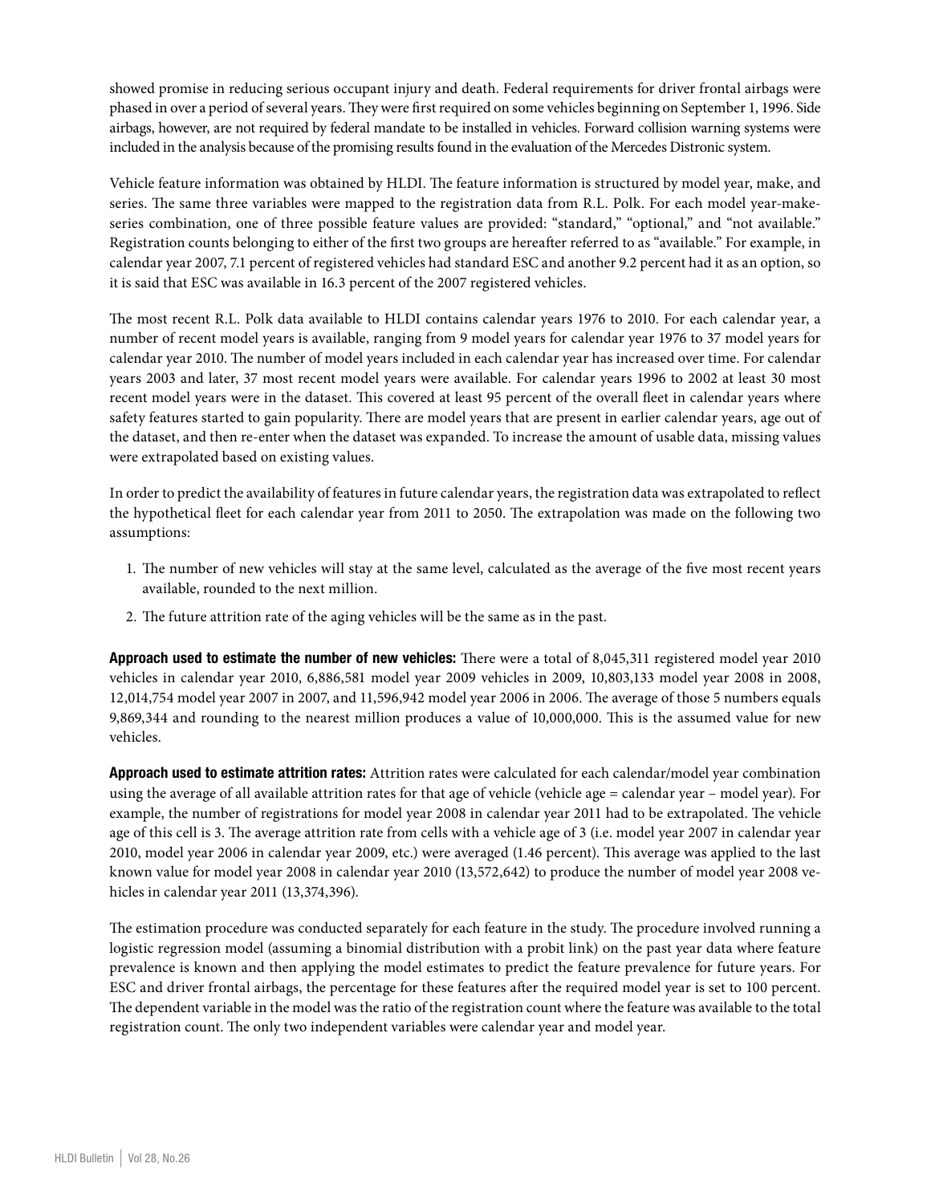showed promise in reducing serious occupant injury and death. Federal requirements for driver frontal airbags were phased in over a period of several years. They were first required on some vehicles beginning on September 1, 1996. Side airbags, however, are not required by federal mandate to be installed in vehicles. Forward collision warning systems were included in the analysis because of the promising results found in the evaluation of the Mercedes Distronic system.

Vehicle feature information was obtained by HLDI. The feature information is structured by model year, make, and series. The same three variables were mapped to the registration data from R.L. Polk. For each model year-make-series combination, one of three possible feature values are provided: "standard," "optional," and "not available." Registration counts belonging to either of the first two groups are hereafter referred to as "available." For example, in calendar year 2007, 7.1 percent of registered vehicles had standard ESC and another 9.2 percent had it as an option, so it is said that ESC was available in 16.3 percent of the 2007 registered vehicles.

The most recent R.L. Polk data available to HLDI contains calendar years 1976 to 2010. For each calendar year, a number of recent model years is available, ranging from 9 model years for calendar year 1976 to 37 model years for calendar year 2010. The number of model years included in each calendar year has increased over time. For calendar years 2003 and later, 37 most recent model years were available. For calendar years 1996 to 2002 at least 30 most recent model years were in the dataset. This covered at least 95 percent of the overall fleet in calendar years where safety features started to gain popularity. There are model years that are present in earlier calendar years, age out of the dataset, and then re-enter when the dataset was expanded. To increase the amount of usable data, missing values were extrapolated based on existing values.

In order to predict the availability of features in future calendar years, the registration data was extrapolated to reflect the hypothetical fleet for each calendar year from 2011 to 2050. The extrapolation was made on the following two assumptions:

1. The number of new vehicles will stay at the same level, calculated as the average of the five most recent years available, rounded to the next million.
2. The future attrition rate of the aging vehicles will be the same as in the past.

**Approach used to estimate the number of new vehicles:** There were a total of 8,045,311 registered model year 2010 vehicles in calendar year 2010, 6,886,581 model year 2009 vehicles in 2009, 10,803,133 model year 2008 in 2008, 12,014,754 model year 2007 in 2007, and 11,596,942 model year 2006 in 2006. The average of those 5 numbers equals 9,869,344 and rounding to the nearest million produces a value of 10,000,000. This is the assumed value for new vehicles.

**Approach used to estimate attrition rates:** Attrition rates were calculated for each calendar/model year combination using the average of all available attrition rates for that age of vehicle (vehicle age = calendar year – model year). For example, the number of registrations for model year 2008 in calendar year 2011 had to be extrapolated. The vehicle age of this cell is 3. The average attrition rate from cells with a vehicle age of 3 (i.e. model year 2007 in calendar year 2010, model year 2006 in calendar year 2009, etc.) were averaged (1.46 percent). This average was applied to the last known value for model year 2008 in calendar year 2010 (13,572,642) to produce the number of model year 2008 vehicles in calendar year 2011 (13,374,396).

The estimation procedure was conducted separately for each feature in the study. The procedure involved running a logistic regression model (assuming a binomial distribution with a probit link) on the past year data where feature prevalence is known and then applying the model estimates to predict the feature prevalence for future years. For ESC and driver frontal airbags, the percentage for these features after the required model year is set to 100 percent. The dependent variable in the model was the ratio of the registration count where the feature was available to the total registration count. The only two independent variables were calendar year and model year.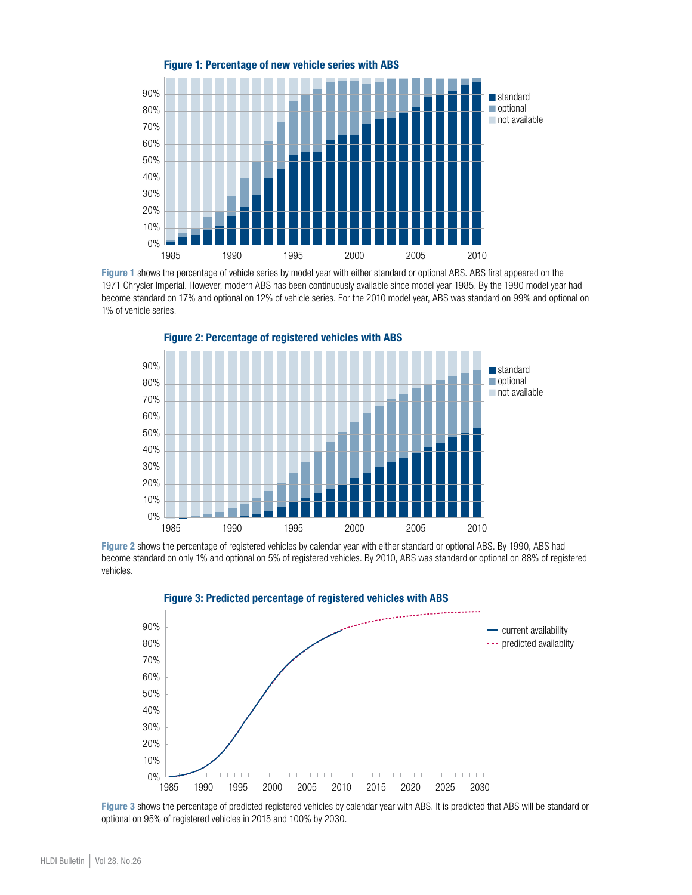**Figure 1: Percentage of new vehicle series with ABS**

**Figure 1** shows the percentage of vehicle series by model year with either standard or optional ABS. ABS first appeared on the 1971 Chrysler Imperial. However, modern ABS has been continuously available since model year 1985. By the 1990 model year had become standard on 17% and optional on 12% of vehicle series. For the 2010 model year, ABS was standard on 99% and optional on 1% of vehicle series.

**Figure 2: Percentage of registered vehicles with ABS**

**Figure 2** shows the percentage of registered vehicles by calendar year with either standard or optional ABS. By 1990, ABS had become standard on only 1% and optional on 5% of registered vehicles. By 2010, ABS was standard or optional on 88% of registered vehicles.

**Figure 3: Predicted percentage of registered vehicles with ABS**

**Figure 3** shows the percentage of predicted registered vehicles by calendar year with ABS. It is predicted that ABS will be standard or optional on 95% of registered vehicles in 2015 and 100% by 2030.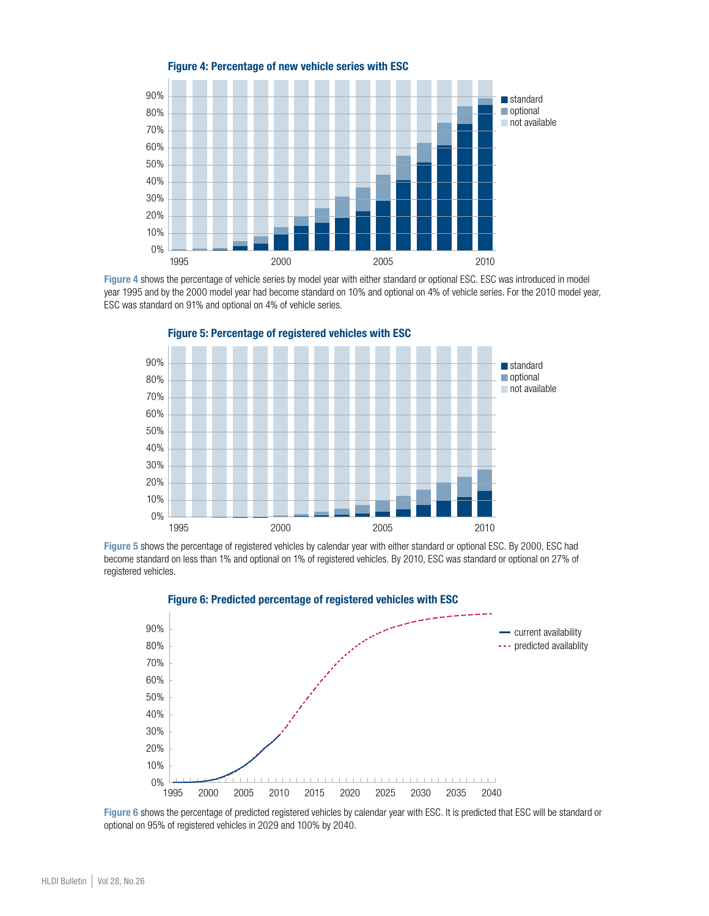**Figure 4: Percentage of new vehicle series with ESC**

**Figure 4** shows the percentage of vehicle series by model year with either standard or optional ESC. ESC was introduced in model year 1995 and by the 2000 model year had become standard on 10% and optional on 4% of vehicle series. For the 2010 model year, ESC was standard on 91% and optional on 4% of vehicle series.

**Figure 5: Percentage of registered vehicles with ESC**

**Figure 5** shows the percentage of registered vehicles by calendar year with either standard or optional ESC. By 2000, ESC had become standard on less than 1% and optional on 1% of registered vehicles. By 2010, ESC was standard or optional on 27% of registered vehicles.

**Figure 6: Predicted percentage of registered vehicles with ESC**

**Figure 6** shows the percentage of predicted registered vehicles by calendar year with ESC. It is predicted that ESC will be standard or optional on 95% of registered vehicles in 2029 and 100% by 2040.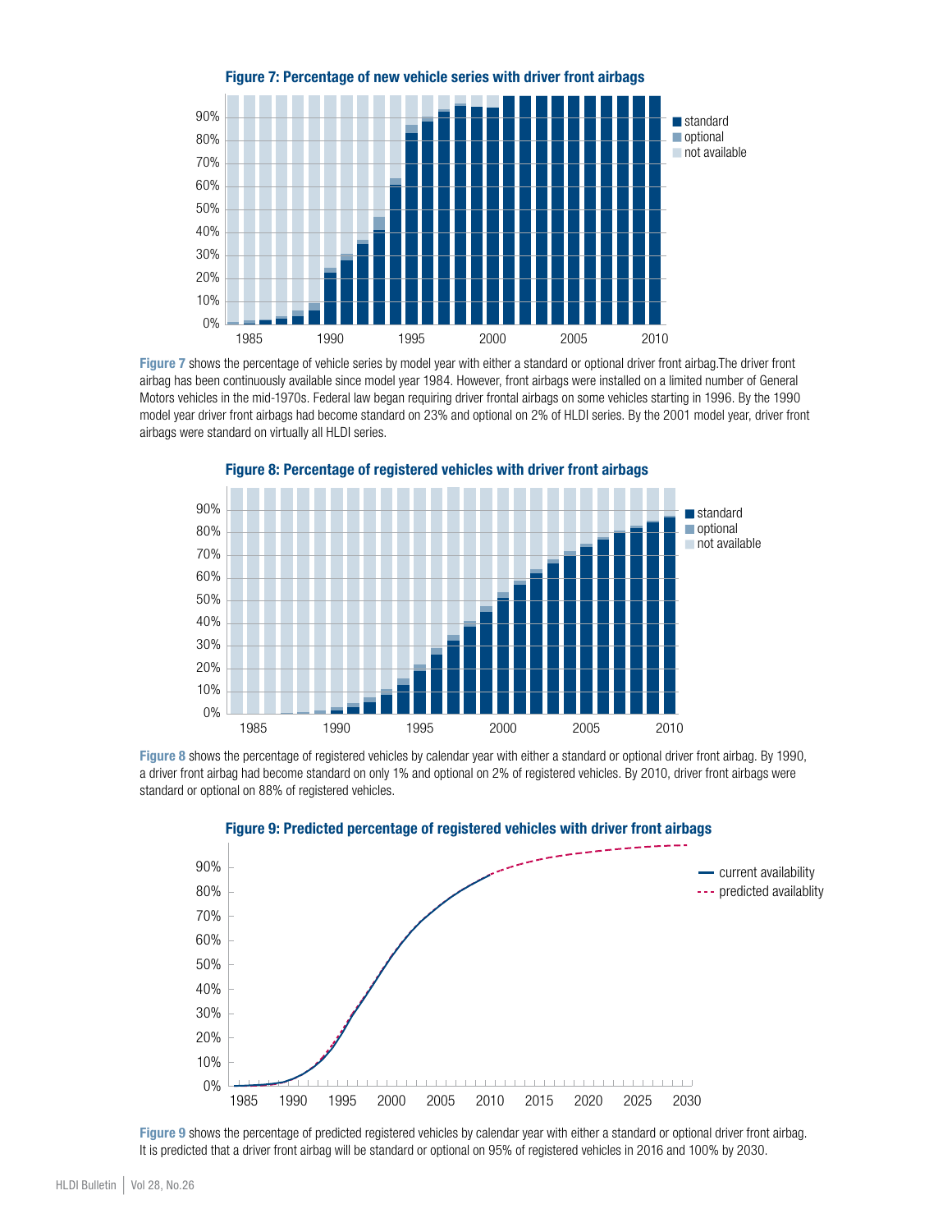**Figure 7: Percentage of new vehicle series with driver front airbags**

**Figure 7** shows the percentage of vehicle series by model year with either a standard or optional driver front airbag.The driver front airbag has been continuously available since model year 1984. However, front airbags were installed on a limited number of General Motors vehicles in the mid-1970s. Federal law began requiring driver frontal airbags on some vehicles starting in 1996. By the 1990 model year driver front airbags had become standard on 23% and optional on 2% of HLDI series. By the 2001 model year, driver front airbags were standard on virtually all HLDI series.

**Figure 8: Percentage of registered vehicles with driver front airbags**

**Figure 8** shows the percentage of registered vehicles by calendar year with either a standard or optional driver front airbag. By 1990, a driver front airbag had become standard on only 1% and optional on 2% of registered vehicles. By 2010, driver front airbags were standard or optional on 88% of registered vehicles.

**Figure 9: Predicted percentage of registered vehicles with driver front airbags**

**Figure 9** shows the percentage of predicted registered vehicles by calendar year with either a standard or optional driver front airbag. It is predicted that a driver front airbag will be standard or optional on 95% of registered vehicles in 2016 and 100% by 2030.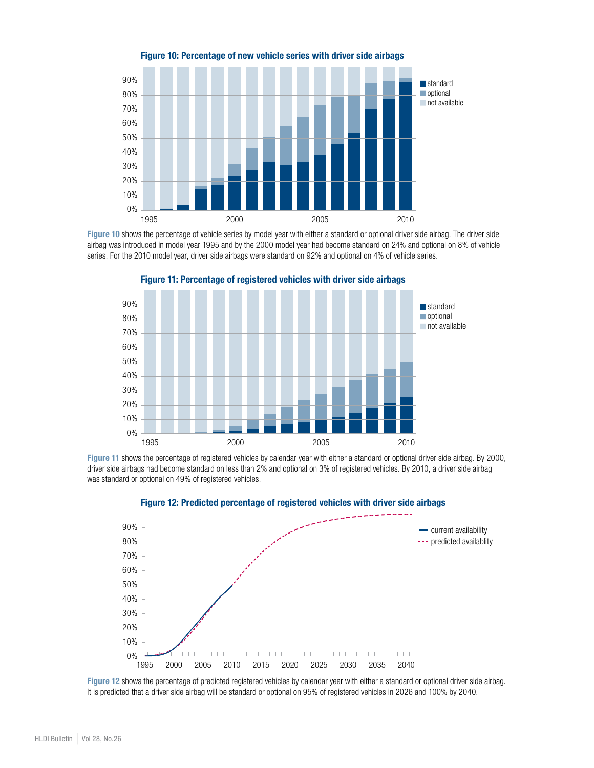**Figure 10: Percentage of new vehicle series with driver side airbags**

**Figure 10** shows the percentage of vehicle series by model year with either a standard or optional driver side airbag. The driver side airbag was introduced in model year 1995 and by the 2000 model year had become standard on 24% and optional on 8% of vehicle series. For the 2010 model year, driver side airbags were standard on 92% and optional on 4% of vehicle series.

**Figure 11: Percentage of registered vehicles with driver side airbags**

**Figure 11** shows the percentage of registered vehicles by calendar year with either a standard or optional driver side airbag. By 2000, driver side airbags had become standard on less than 2% and optional on 3% of registered vehicles. By 2010, a driver side airbag was standard or optional on 49% of registered vehicles.

**Figure 12: Predicted percentage of registered vehicles with driver side airbags**

**Figure 12** shows the percentage of predicted registered vehicles by calendar year with either a standard or optional driver side airbag. It is predicted that a driver side airbag will be standard or optional on 95% of registered vehicles in 2026 and 100% by 2040.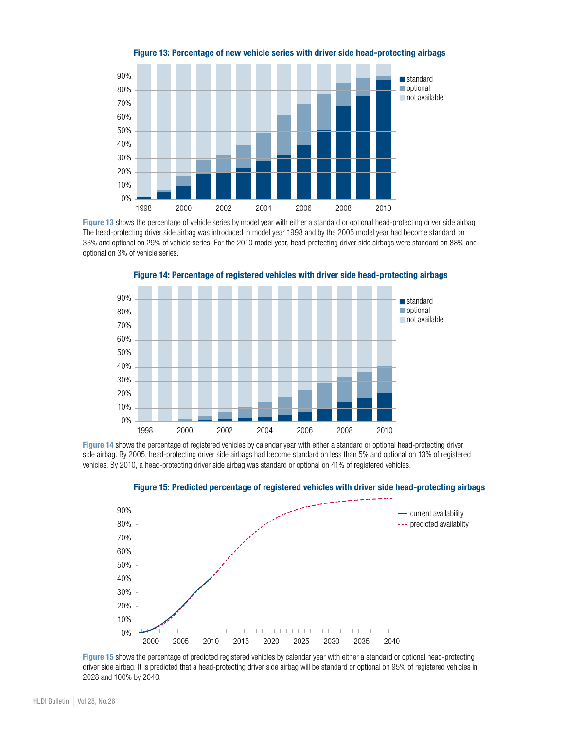**Figure 13: Percentage of new vehicle series with driver side head-protecting airbags**

**Figure 13** shows the percentage of vehicle series by model year with either a standard or optional head-protecting driver side airbag. The head-protecting driver side airbag was introduced in model year 1998 and by the 2005 model year had become standard on 33% and optional on 29% of vehicle series. For the 2010 model year, head-protecting driver side airbags were standard on 88% and optional on 3% of vehicle series.

**Figure 14: Percentage of registered vehicles with driver side head-protecting airbags**

**Figure 14** shows the percentage of registered vehicles by calendar year with either a standard or optional head-protecting driver side airbag. By 2005, head-protecting driver side airbags had become standard on less than 5% and optional on 13% of registered vehicles. By 2010, a head-protecting driver side airbag was standard or optional on 41% of registered vehicles.

**Figure 15: Predicted percentage of registered vehicles with driver side head-protecting airbags**

**Figure 15** shows the percentage of predicted registered vehicles by calendar year with either a standard or optional head-protecting driver side airbag. It is predicted that a head-protecting driver side airbag will be standard or optional on 95% of registered vehicles in 2028 and 100% by 2040.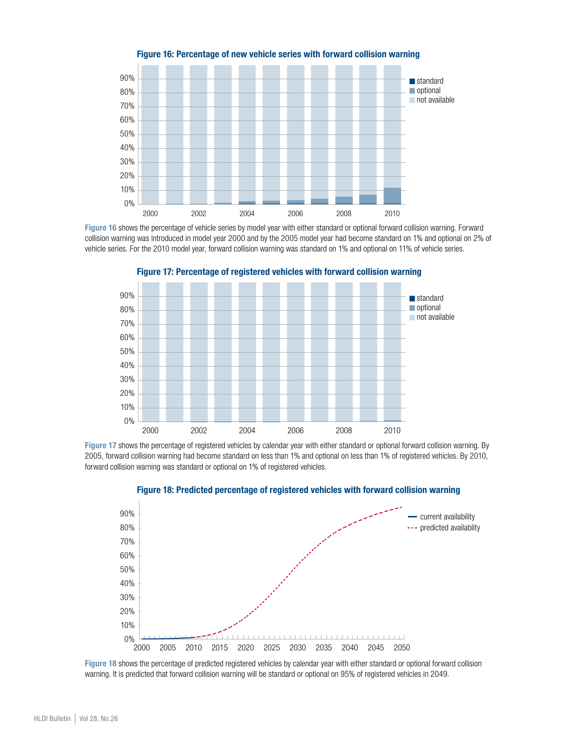**Figure 16: Percentage of new vehicle series with forward collision warning**

**Figure 16** shows the percentage of vehicle series by model year with either standard or optional forward collision warning. Forward collision warning was introduced in model year 2000 and by the 2005 model year had become standard on 1% and optional on 2% of vehicle series. For the 2010 model year, forward collision warning was standard on 1% and optional on 11% of vehicle series.

**Figure 17: Percentage of registered vehicles with forward collision warning**

**Figure 17** shows the percentage of registered vehicles by calendar year with either standard or optional forward collision warning. By 2005, forward collision warning had become standard on less than 1% and optional on less than 1% of registered vehicles. By 2010, forward collision warning was standard or optional on 1% of registered vehicles.

**Figure 18: Predicted percentage of registered vehicles with forward collision warning**

**Figure 18** shows the percentage of predicted registered vehicles by calendar year with either standard or optional forward collision warning. It is predicted that forward collision warning will be standard or optional on 95% of registered vehicles in 2049.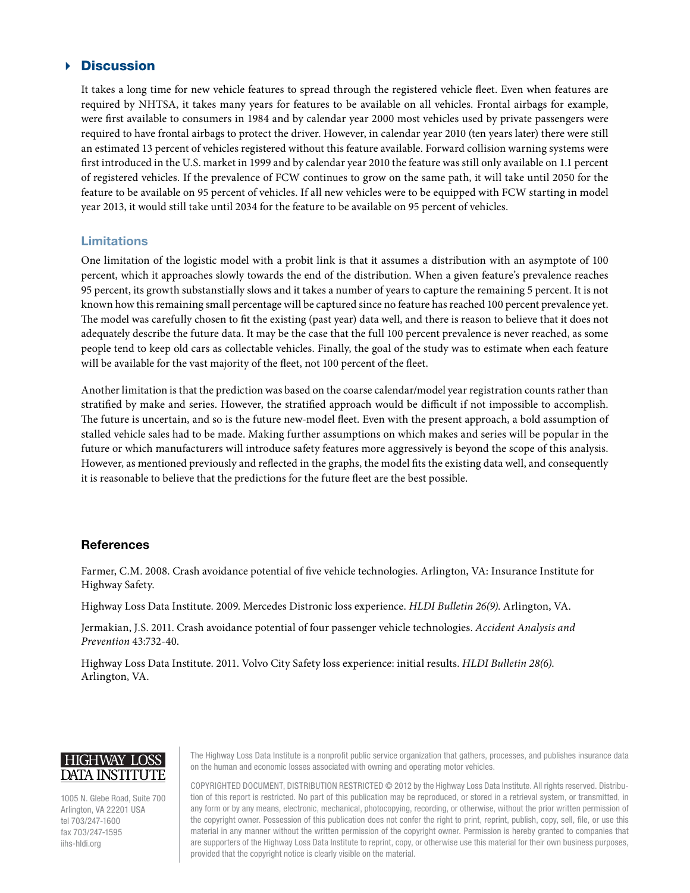## Discussion

It takes a long time for new vehicle features to spread through the registered vehicle fleet. Even when features are required by NHTSA, it takes many years for features to be available on all vehicles. Frontal airbags for example, were first available to consumers in 1984 and by calendar year 2000 most vehicles used by private passengers were required to have frontal airbags to protect the driver. However, in calendar year 2010 (ten years later) there were still an estimated 13 percent of vehicles registered without this feature available. Forward collision warning systems were first introduced in the U.S. market in 1999 and by calendar year 2010 the feature was still only available on 1.1 percent of registered vehicles. If the prevalence of FCW continues to grow on the same path, it will take until 2050 for the feature to be available on 95 percent of vehicles. If all new vehicles were to be equipped with FCW starting in model year 2013, it would still take until 2034 for the feature to be available on 95 percent of vehicles.

### Limitations

One limitation of the logistic model with a probit link is that it assumes a distribution with an asymptote of 100 percent, which it approaches slowly towards the end of the distribution. When a given feature's prevalence reaches 95 percent, its growth substanstially slows and it takes a number of years to capture the remaining 5 percent. It is not known how this remaining small percentage will be captured since no feature has reached 100 percent prevalence yet. The model was carefully chosen to fit the existing (past year) data well, and there is reason to believe that it does not adequately describe the future data. It may be the case that the full 100 percent prevalence is never reached, as some people tend to keep old cars as collectable vehicles. Finally, the goal of the study was to estimate when each feature will be available for the vast majority of the fleet, not 100 percent of the fleet.

Another limitation is that the prediction was based on the coarse calendar/model year registration counts rather than stratified by make and series. However, the stratified approach would be difficult if not impossible to accomplish. The future is uncertain, and so is the future new-model fleet. Even with the present approach, a bold assumption of stalled vehicle sales had to be made. Making further assumptions on which makes and series will be popular in the future or which manufacturers will introduce safety features more aggressively is beyond the scope of this analysis. However, as mentioned previously and reflected in the graphs, the model fits the existing data well, and consequently it is reasonable to believe that the predictions for the future fleet are the best possible.

## References

Farmer, C.M. 2008. Crash avoidance potential of five vehicle technologies. Arlington, VA: Insurance Institute for Highway Safety.

Highway Loss Data Institute. 2009. Mercedes Distronic loss experience. *HLDI Bulletin 26(9)*. Arlington, VA.

Jermakian, J.S. 2011. Crash avoidance potential of four passenger vehicle technologies. *Accident Analysis and Prevention* 43:732-40.

Highway Loss Data Institute. 2011. Volvo City Safety loss experience: initial results. *HLDI Bulletin 28(6)*. Arlington, VA.

HIGHWAY LOSS DATA INSTITUTE

1005 N. Glebe Road, Suite 700
Arlington, VA 22201 USA
tel 703/247-1600
fax 703/247-1595
iihs-hldi.org

The Highway Loss Data Institute is a nonprofit public service organization that gathers, processes, and publishes insurance data on the human and economic losses associated with owning and operating motor vehicles.

COPYRIGHTED DOCUMENT, DISTRIBUTION RESTRICTED © 2012 by the Highway Loss Data Institute. All rights reserved. Distribution of this report is restricted. No part of this publication may be reproduced, or stored in a retrieval system, or transmitted, in any form or by any means, electronic, mechanical, photocopying, recording, or otherwise, without the prior written permission of the copyright owner. Possession of this publication does not confer the right to print, reprint, publish, copy, sell, file, or use this material in any manner without the written permission of the copyright owner. Permission is hereby granted to companies that are supporters of the Highway Loss Data Institute to reprint, copy, or otherwise use this material for their own business purposes, provided that the copyright notice is clearly visible on the material.